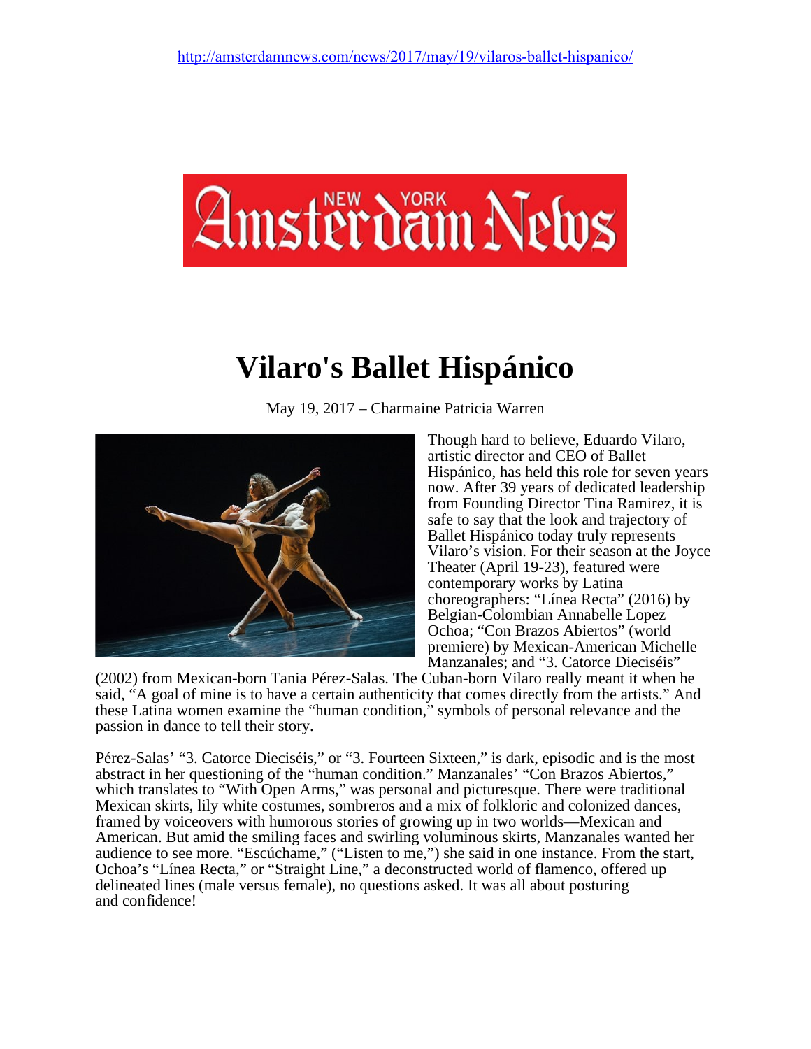http://amsterdamnews.com/news/2017/may/19/vilaros-ballet-hispanico/

New York Amsterdam News

# Vilaro's Ballet Hispánico

May 19, 2017 – Charmaine Patricia Warren

Though hard to believe, Eduardo Vilaro, artistic director and CEO of Ballet Hispánico, has held this role for seven years now. After 39 years of dedicated leadership from Founding Director Tina Ramirez, it is safe to say that the look and trajectory of Ballet Hispánico today truly represents Vilaro's vision. For their season at the Joyce Theater (April 19-23), featured were contemporary works by Latina choreographers: "Línea Recta" (2016) by Belgian-Colombian Annabelle Lopez Ochoa; "Con Brazos Abiertos" (world premiere) by Mexican-American Michelle Manzanales; and "3. Catorce Dieciséis" (2002) from Mexican-born Tania Pérez-Salas. The Cuban-born Vilaro really meant it when he said, "A goal of mine is to have a certain authenticity that comes directly from the artists." And these Latina women examine the "human condition," symbols of personal relevance and the passion in dance to tell their story.

Pérez-Salas' "3. Catorce Dieciséis," or "3. Fourteen Sixteen," is dark, episodic and is the most abstract in her questioning of the "human condition." Manzanales' "Con Brazos Abiertos," which translates to "With Open Arms," was personal and picturesque. There were traditional Mexican skirts, lily white costumes, sombreros and a mix of folkloric and colonized dances, framed by voiceovers with humorous stories of growing up in two worlds—Mexican and American. But amid the smiling faces and swirling voluminous skirts, Manzanales wanted her audience to see more. "Escúchame," ("Listen to me,") she said in one instance. From the start, Ochoa's "Línea Recta," or "Straight Line," a deconstructed world of flamenco, offered up delineated lines (male versus female), no questions asked. It was all about posturing and confidence!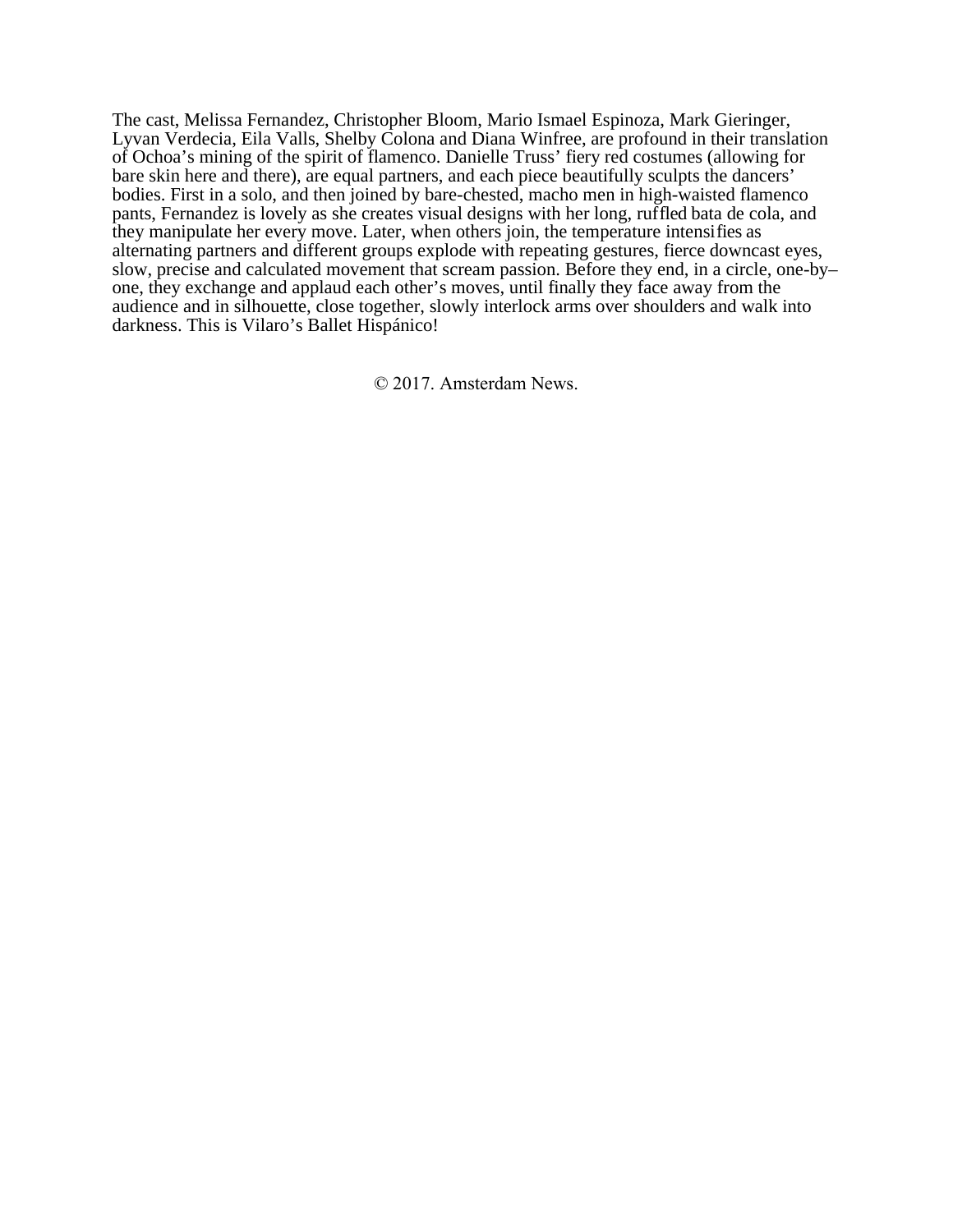The cast, Melissa Fernandez, Christopher Bloom, Mario Ismael Espinoza, Mark Gieringer, Lyvan Verdecia, Eila Valls, Shelby Colona and Diana Winfree, are profound in their translation of Ochoa's mining of the spirit of flamenco. Danielle Truss' fiery red costumes (allowing for bare skin here and there), are equal partners, and each piece beautifully sculpts the dancers' bodies. First in a solo, and then joined by bare-chested, macho men in high-waisted flamenco pants, Fernandez is lovely as she creates visual designs with her long, ruffled bata de cola, and they manipulate her every move. Later, when others join, the temperature intensifies as alternating partners and different groups explode with repeating gestures, fierce downcast eyes, slow, precise and calculated movement that scream passion. Before they end, in a circle, one-by–one, they exchange and applaud each other's moves, until finally they face away from the audience and in silhouette, close together, slowly interlock arms over shoulders and walk into darkness. This is Vilaro's Ballet Hispánico!

© 2017. Amsterdam News.